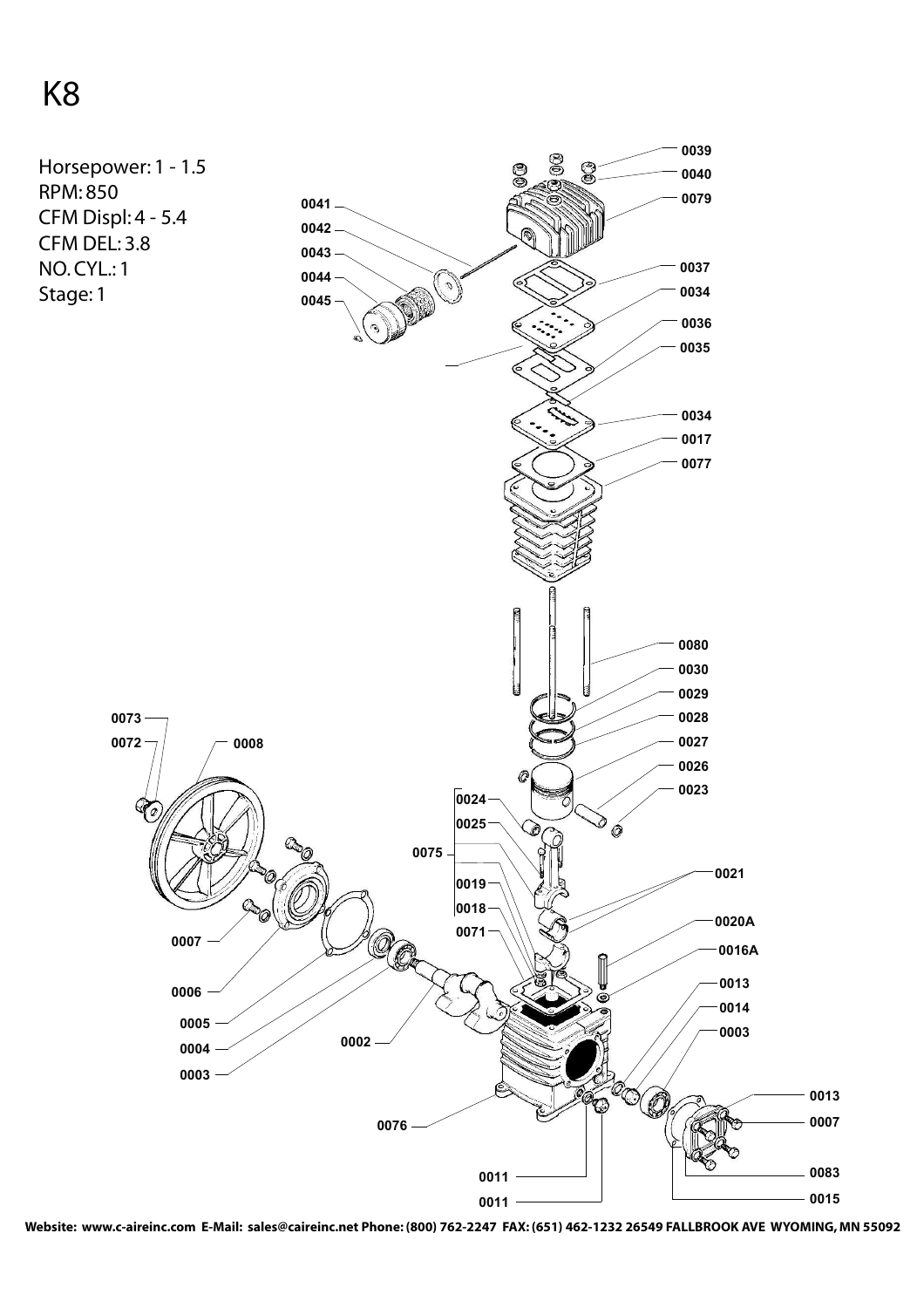# K8

Horsepower: 1 - 1.5
RPM: 850
CFM Displ: 4 - 5.4
CFM DEL: 3.8
NO. CYL.: 1
Stage: 1

0039
0040
0079
0041
0042
0043
0044
0045
0037
0034
0036
0035
0034
0017
0077
0080
0030
0029
0028
0027
0026
0023
0073
0072
0008
0024
0025
0075
0019
0018
0071
0021
0020A
0016A
0007
0006
0005
0004
0003
0002
0013
0014
0003
0076
0013
0007
0083
0015
0011
0011

Website: www.c-aireinc.com E-Mail: sales@caireinc.net Phone: (800) 762-2247 FAX: (651) 462-1232 26549 FALLBROOK AVE WYOMING, MN 55092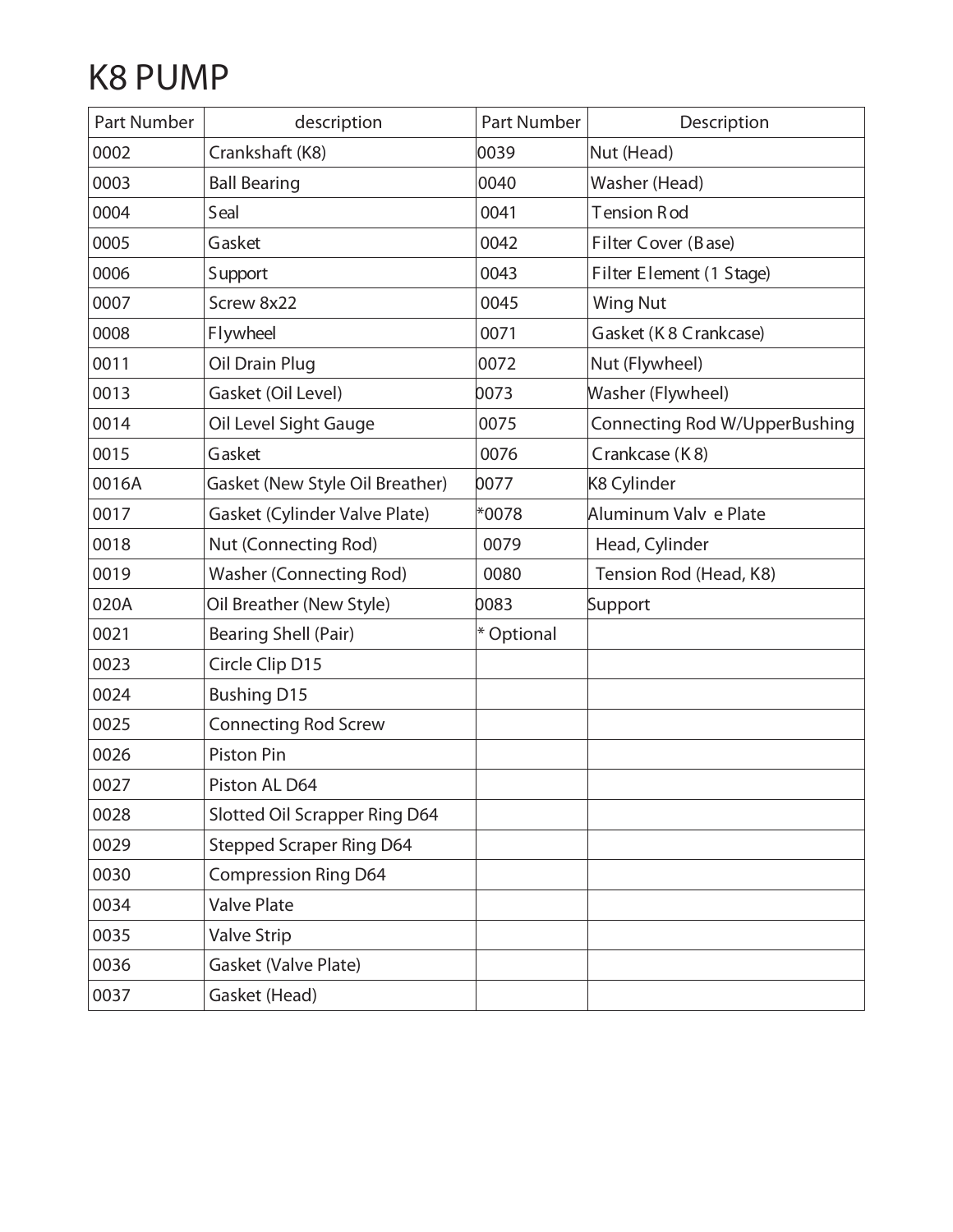# K8 PUMP

| Part Number | description | Part Number | Description |
|---|---|---|---|
| 0002 | Crankshaft (K8) | 0039 | Nut (Head) |
| 0003 | Ball Bearing | 0040 | Washer (Head) |
| 0004 | Seal | 0041 | Tension Rod |
| 0005 | Gasket | 0042 | Filter Cover (Base) |
| 0006 | Support | 0043 | Filter Element (1 Stage) |
| 0007 | Screw 8x22 | 0045 | Wing Nut |
| 0008 | Flywheel | 0071 | Gasket (K8 Crankcase) |
| 0011 | Oil Drain Plug | 0072 | Nut (Flywheel) |
| 0013 | Gasket (Oil Level) | 0073 | Washer (Flywheel) |
| 0014 | Oil Level Sight Gauge | 0075 | Connecting Rod W/UpperBushing |
| 0015 | Gasket | 0076 | Crankcase (K8) |
| 0016A | Gasket (New Style Oil Breather) | 0077 | K8 Cylinder |
| 0017 | Gasket (Cylinder Valve Plate) | *0078 | Aluminum Valv e Plate |
| 0018 | Nut (Connecting Rod) | 0079 | Head, Cylinder |
| 0019 | Washer (Connecting Rod) | 0080 | Tension Rod (Head, K8) |
| 020A | Oil Breather (New Style) | 0083 | Support |
| 0021 | Bearing Shell (Pair) | * Optional | |
| 0023 | Circle Clip D15 | | |
| 0024 | Bushing D15 | | |
| 0025 | Connecting Rod Screw | | |
| 0026 | Piston Pin | | |
| 0027 | Piston AL D64 | | |
| 0028 | Slotted Oil Scrapper Ring D64 | | |
| 0029 | Stepped Scraper Ring D64 | | |
| 0030 | Compression Ring D64 | | |
| 0034 | Valve Plate | | |
| 0035 | Valve Strip | | |
| 0036 | Gasket (Valve Plate) | | |
| 0037 | Gasket (Head) | | |